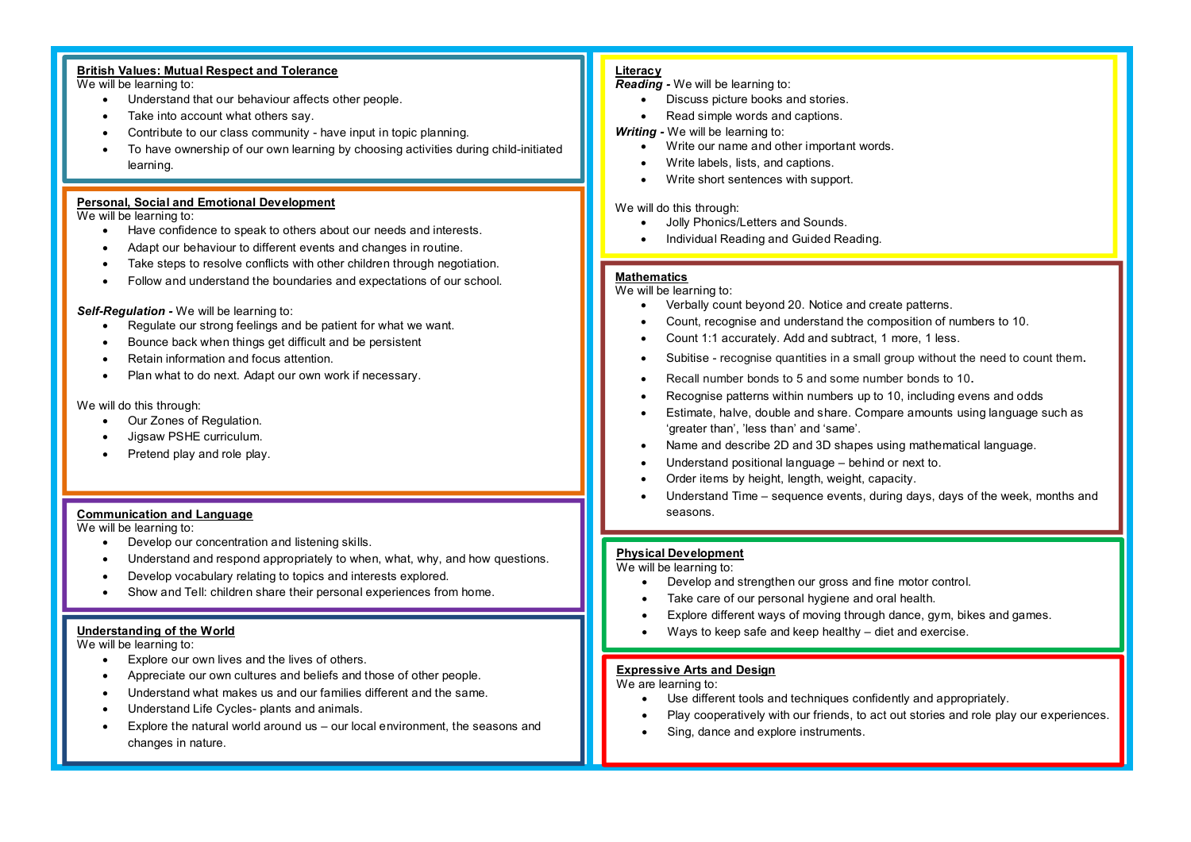## British Values: Mutual Respect and Tolerance

We will be learning to:

- Understand that our behaviour affects other people.
- Take into account what others say.
- Contribute to our class community - have input in topic planning.
- To have ownership of our own learning by choosing activities during child-initiated learning.

## Personal, Social and Emotional Development

We will be learning to:

- Have confidence to speak to others about our needs and interests.
- Adapt our behaviour to different events and changes in routine.
- Take steps to resolve conflicts with other children through negotiation.
- Follow and understand the boundaries and expectations of our school.

***Self-Regulation -*** We will be learning to:

- Regulate our strong feelings and be patient for what we want.
- Bounce back when things get difficult and be persistent
- Retain information and focus attention.
- Plan what to do next. Adapt our own work if necessary.

We will do this through:

- Our Zones of Regulation.
- Jigsaw PSHE curriculum.
- Pretend play and role play.

## Communication and Language

We will be learning to:

- Develop our concentration and listening skills.
- Understand and respond appropriately to when, what, why, and how questions.
- Develop vocabulary relating to topics and interests explored.
- Show and Tell: children share their personal experiences from home.

## Understanding of the World

We will be learning to:

- Explore our own lives and the lives of others.
- Appreciate our own cultures and beliefs and those of other people.
- Understand what makes us and our families different and the same.
- Understand Life Cycles- plants and animals.
- Explore the natural world around us – our local environment, the seasons and changes in nature.

## Literacy

***Reading -*** We will be learning to:

- Discuss picture books and stories.
- Read simple words and captions.

***Writing -*** We will be learning to:

- Write our name and other important words.
- Write labels, lists, and captions.
- Write short sentences with support.

We will do this through:

- Jolly Phonics/Letters and Sounds.
- Individual Reading and Guided Reading.

## Mathematics

We will be learning to:

- Verbally count beyond 20. Notice and create patterns.
- Count, recognise and understand the composition of numbers to 10.
- Count 1:1 accurately. Add and subtract, 1 more, 1 less.
- Subitise - recognise quantities in a small group without the need to count them.
- Recall number bonds to 5 and some number bonds to 10.
- Recognise patterns within numbers up to 10, including evens and odds
- Estimate, halve, double and share. Compare amounts using language such as 'greater than', 'less than' and 'same'.
- Name and describe 2D and 3D shapes using mathematical language.
- Understand positional language – behind or next to.
- Order items by height, length, weight, capacity.
- Understand Time – sequence events, during days, days of the week, months and seasons.

## Physical Development

We will be learning to:

- Develop and strengthen our gross and fine motor control.
- Take care of our personal hygiene and oral health.
- Explore different ways of moving through dance, gym, bikes and games.
- Ways to keep safe and keep healthy – diet and exercise.

## Expressive Arts and Design

We are learning to:

- Use different tools and techniques confidently and appropriately.
- Play cooperatively with our friends, to act out stories and role play our experiences.
- Sing, dance and explore instruments.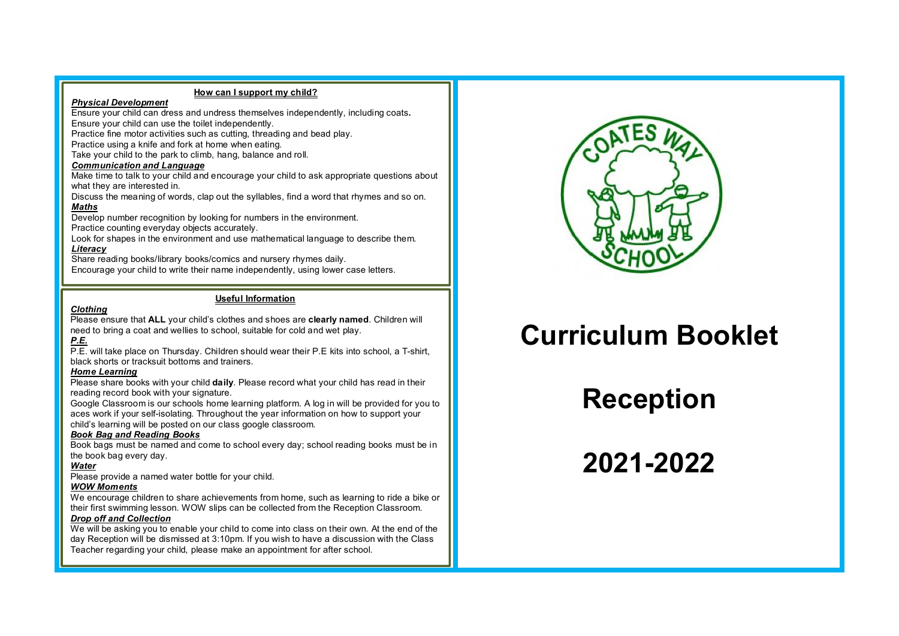## How can I support my child?

***Physical Development***

Ensure your child can dress and undress themselves independently, including coats**.**
Ensure your child can use the toilet independently.
Practice fine motor activities such as cutting, threading and bead play.
Practice using a knife and fork at home when eating.
Take your child to the park to climb, hang, balance and roll.

***Communication and Language***

Make time to talk to your child and encourage your child to ask appropriate questions about what they are interested in.
Discuss the meaning of words, clap out the syllables, find a word that rhymes and so on.

***Maths***

Develop number recognition by looking for numbers in the environment.
Practice counting everyday objects accurately.
Look for shapes in the environment and use mathematical language to describe them.

***Literacy***

Share reading books/library books/comics and nursery rhymes daily.
Encourage your child to write their name independently, using lower case letters.

## Useful Information

***Clothing***

Please ensure that **ALL** your child's clothes and shoes are **clearly named**. Children will need to bring a coat and wellies to school, suitable for cold and wet play.

***P.E.***

P.E. will take place on Thursday. Children should wear their P.E kits into school, a T-shirt, black shorts or tracksuit bottoms and trainers.

***Home Learning***

Please share books with your child **daily**. Please record what your child has read in their reading record book with your signature.
Google Classroom is our schools home learning platform. A log in will be provided for you to aces work if your self-isolating. Throughout the year information on how to support your child's learning will be posted on our class google classroom.

***Book Bag and Reading Books***

Book bags must be named and come to school every day; school reading books must be in the book bag every day.

***Water***

Please provide a named water bottle for your child.

***WOW Moments***

We encourage children to share achievements from home, such as learning to ride a bike or their first swimming lesson. WOW slips can be collected from the Reception Classroom.

***Drop off and Collection***

We will be asking you to enable your child to come into class on their own. At the end of the day Reception will be dismissed at 3:10pm. If you wish to have a discussion with the Class Teacher regarding your child, please make an appointment for after school.

COATES WAY SCHOOL

# Curriculum Booklet

# Reception

# 2021-2022